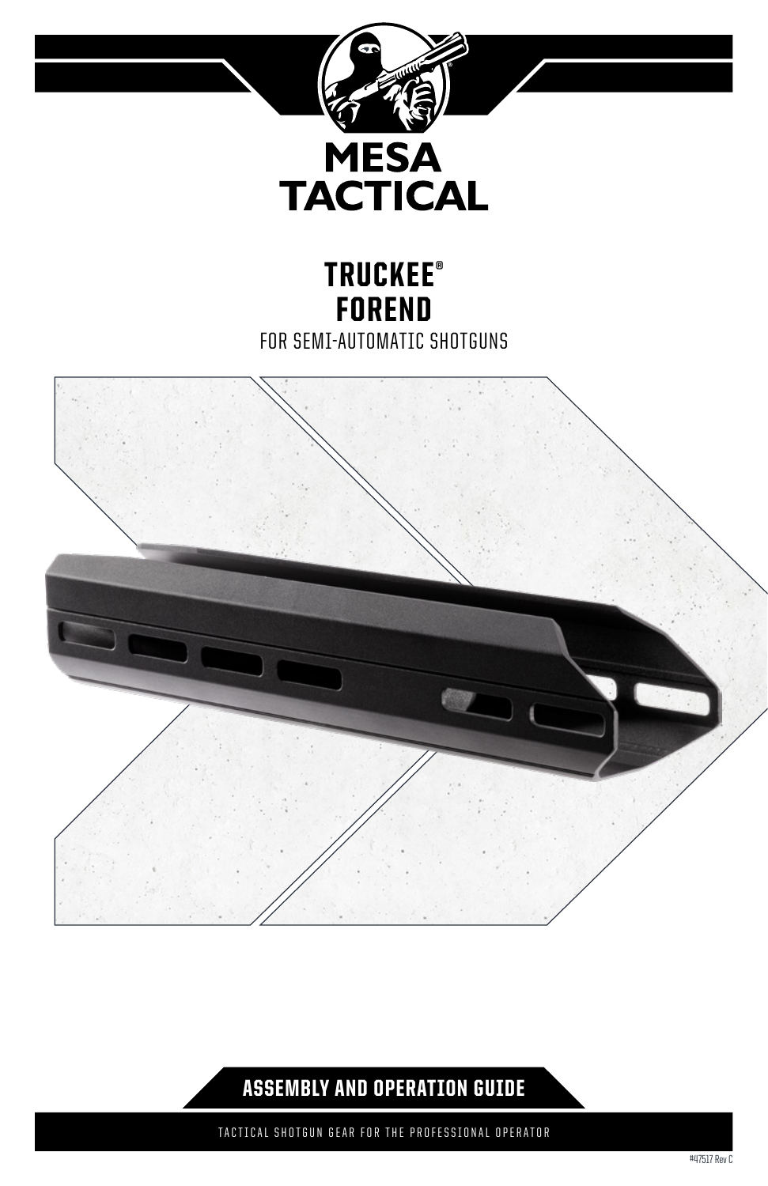# MESA TACTICAL

## TRUCKEE® FOREND

FOR SEMI-AUTOMATIC SHOTGUNS

## ASSEMBLY AND OPERATION GUIDE

TACTICAL SHOTGUN GEAR FOR THE PROFESSIONAL OPERATOR

#47517 Rev C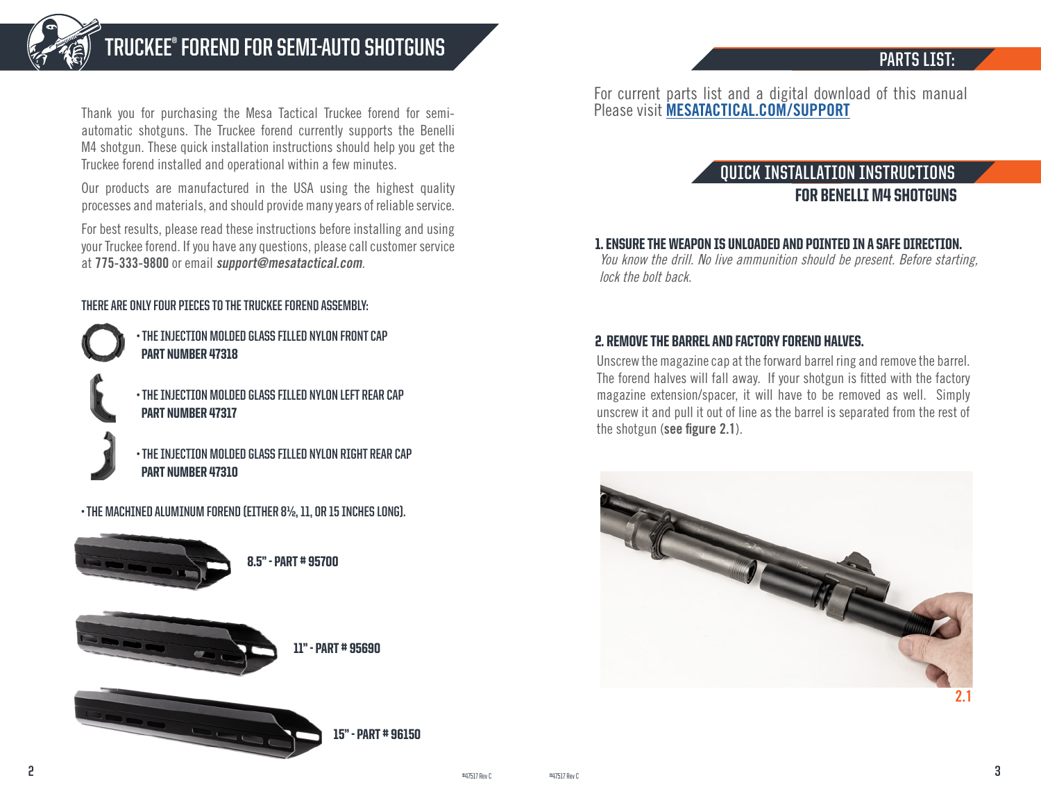# TRUCKEE® FOREND FOR SEMI-AUTO SHOTGUNS

Thank you for purchasing the Mesa Tactical Truckee forend for semi-automatic shotguns. The Truckee forend currently supports the Benelli M4 shotgun. These quick installation instructions should help you get the Truckee forend installed and operational within a few minutes.

Our products are manufactured in the USA using the highest quality processes and materials, and should provide many years of reliable service.

For best results, please read these instructions before installing and using your Truckee forend. If you have any questions, please call customer service at **775-333-9800** or email ***support@mesatactical.com***.

### THERE ARE ONLY FOUR PIECES TO THE TRUCKEE FOREND ASSEMBLY:

- **THE INJECTION MOLDED GLASS FILLED NYLON FRONT CAP**
  **PART NUMBER 47318**
- **THE INJECTION MOLDED GLASS FILLED NYLON LEFT REAR CAP**
  **PART NUMBER 47317**
- **THE INJECTION MOLDED GLASS FILLED NYLON RIGHT REAR CAP**
  **PART NUMBER 47310**
- **THE MACHINED ALUMINUM FOREND (EITHER 8½, 11, OR 15 INCHES LONG).**

**8.5" - PART # 95700**

**11" - PART # 95690**

**15" - PART # 96150**

## PARTS LIST:

For current parts list and a digital download of this manual
Please visit **MESATACTICAL.COM/SUPPORT**

## QUICK INSTALLATION INSTRUCTIONS
### FOR BENELLI M4 SHOTGUNS

**1. ENSURE THE WEAPON IS UNLOADED AND POINTED IN A SAFE DIRECTION.**

*You know the drill. No live ammunition should be present. Before starting, lock the bolt back.*

**2. REMOVE THE BARREL AND FACTORY FOREND HALVES.**

Unscrew the magazine cap at the forward barrel ring and remove the barrel. The forend halves will fall away. If your shotgun is fitted with the factory magazine extension/spacer, it will have to be removed as well. Simply unscrew it and pull it out of line as the barrel is separated from the rest of the shotgun (**see figure 2.1**).

2.1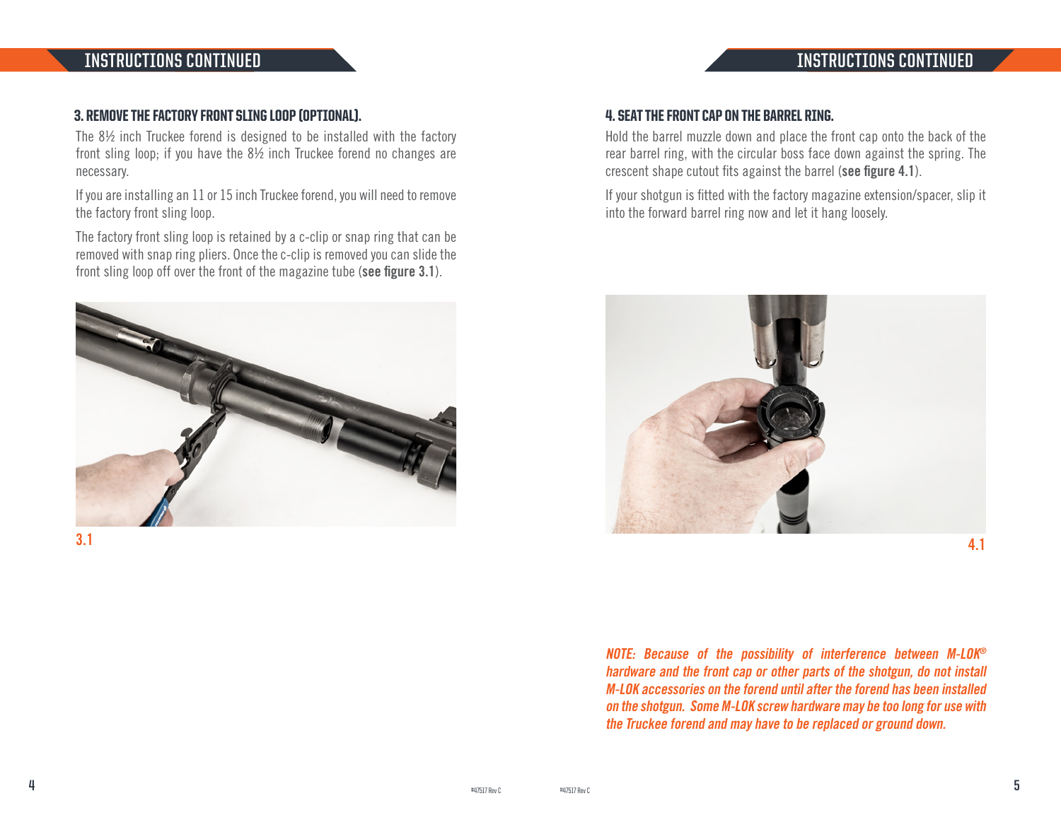### 3. REMOVE THE FACTORY FRONT SLING LOOP (OPTIONAL).

The 8½ inch Truckee forend is designed to be installed with the factory front sling loop; if you have the 8½ inch Truckee forend no changes are necessary.

If you are installing an 11 or 15 inch Truckee forend, you will need to remove the factory front sling loop.

The factory front sling loop is retained by a c-clip or snap ring that can be removed with snap ring pliers. Once the c-clip is removed you can slide the front sling loop off over the front of the magazine tube (**see figure 3.1**).

3.1

### 4. SEAT THE FRONT CAP ON THE BARREL RING.

Hold the barrel muzzle down and place the front cap onto the back of the rear barrel ring, with the circular boss face down against the spring. The crescent shape cutout fits against the barrel (**see figure 4.1**).

If your shotgun is fitted with the factory magazine extension/spacer, slip it into the forward barrel ring now and let it hang loosely.

4.1

***NOTE: Because of the possibility of interference between M-LOK® hardware and the front cap or other parts of the shotgun, do not install M-LOK accessories on the forend until after the forend has been installed on the shotgun. Some M-LOK screw hardware may be too long for use with the Truckee forend and may have to be replaced or ground down.***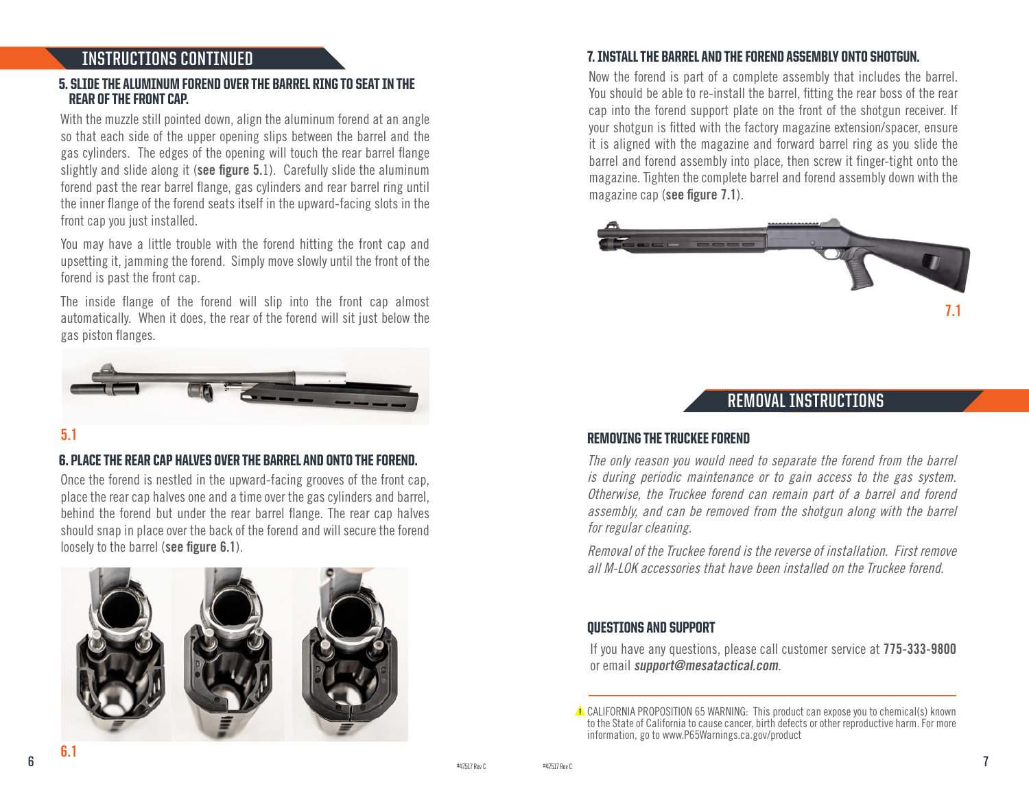## INSTRUCTIONS CONTINUED

### 5. SLIDE THE ALUMINUM FOREND OVER THE BARREL RING TO SEAT IN THE REAR OF THE FRONT CAP.

With the muzzle still pointed down, align the aluminum forend at an angle so that each side of the upper opening slips between the barrel and the gas cylinders. The edges of the opening will touch the rear barrel flange slightly and slide along it (**see figure 5.**1). Carefully slide the aluminum forend past the rear barrel flange, gas cylinders and rear barrel ring until the inner flange of the forend seats itself in the upward-facing slots in the front cap you just installed.

You may have a little trouble with the forend hitting the front cap and upsetting it, jamming the forend. Simply move slowly until the front of the forend is past the front cap.

The inside flange of the forend will slip into the front cap almost automatically. When it does, the rear of the forend will sit just below the gas piston flanges.

5.1

### 6. PLACE THE REAR CAP HALVES OVER THE BARREL AND ONTO THE FOREND.

Once the forend is nestled in the upward-facing grooves of the front cap, place the rear cap halves one and a time over the gas cylinders and barrel, behind the forend but under the rear barrel flange. The rear cap halves should snap in place over the back of the forend and will secure the forend loosely to the barrel (**see figure 6.1**).

6.1

### 7. INSTALL THE BARREL AND THE FOREND ASSEMBLY ONTO SHOTGUN.

Now the forend is part of a complete assembly that includes the barrel. You should be able to re-install the barrel, fitting the rear boss of the rear cap into the forend support plate on the front of the shotgun receiver. If your shotgun is fitted with the factory magazine extension/spacer, ensure it is aligned with the magazine and forward barrel ring as you slide the barrel and forend assembly into place, then screw it finger-tight onto the magazine. Tighten the complete barrel and forend assembly down with the magazine cap (**see figure 7.1**).

7.1

## REMOVAL INSTRUCTIONS

### REMOVING THE TRUCKEE FOREND

*The only reason you would need to separate the forend from the barrel is during periodic maintenance or to gain access to the gas system. Otherwise, the Truckee forend can remain part of a barrel and forend assembly, and can be removed from the shotgun along with the barrel for regular cleaning.*

*Removal of the Truckee forend is the reverse of installation. First remove all M-LOK accessories that have been installed on the Truckee forend.*

### QUESTIONS AND SUPPORT

If you have any questions, please call customer service at **775-333-9800** or email ***support@mesatactical.com***.

⚠ CALIFORNIA PROPOSITION 65 WARNING: This product can expose you to chemical(s) known to the State of California to cause cancer, birth defects or other reproductive harm. For more information, go to www.P65Warnings.ca.gov/product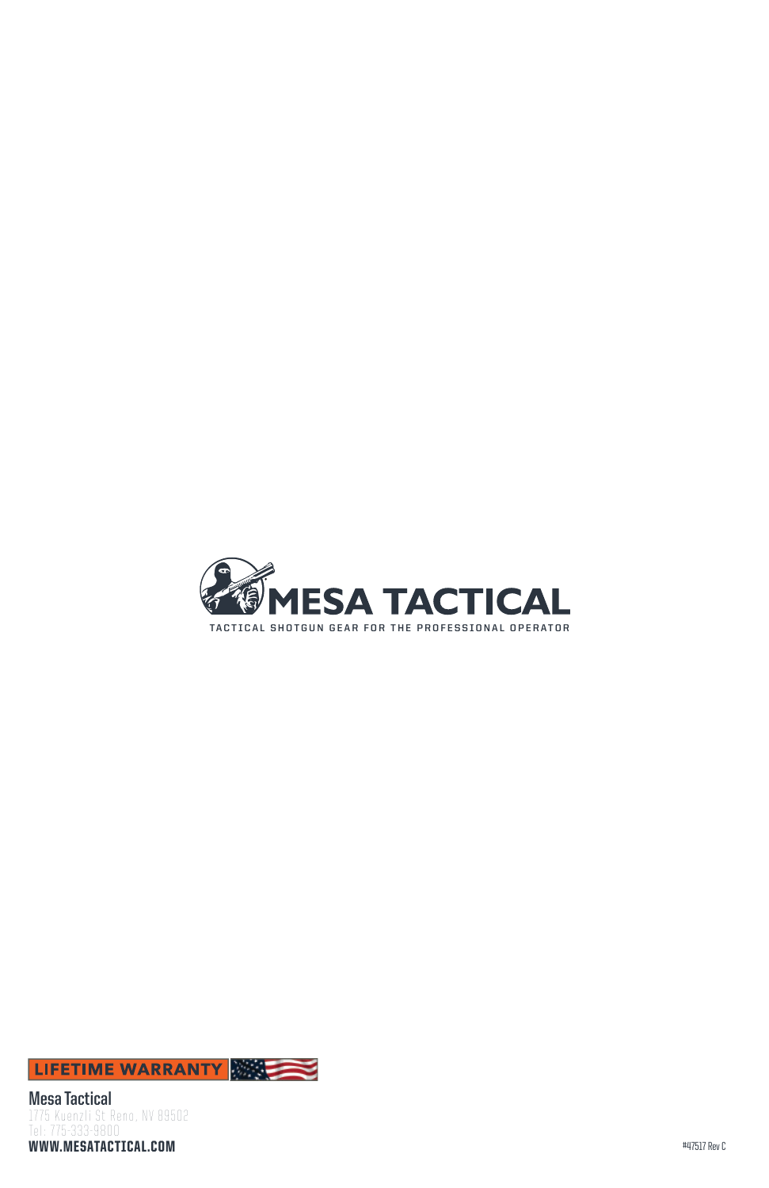MESA TACTICAL

TACTICAL SHOTGUN GEAR FOR THE PROFESSIONAL OPERATOR

LIFETIME WARRANTY

Mesa Tactical

1775 Kuenzli St Reno, NV 89502

Tel: 775-333-9800

**WWW.MESATACTICAL.COM**

#47517 Rev C